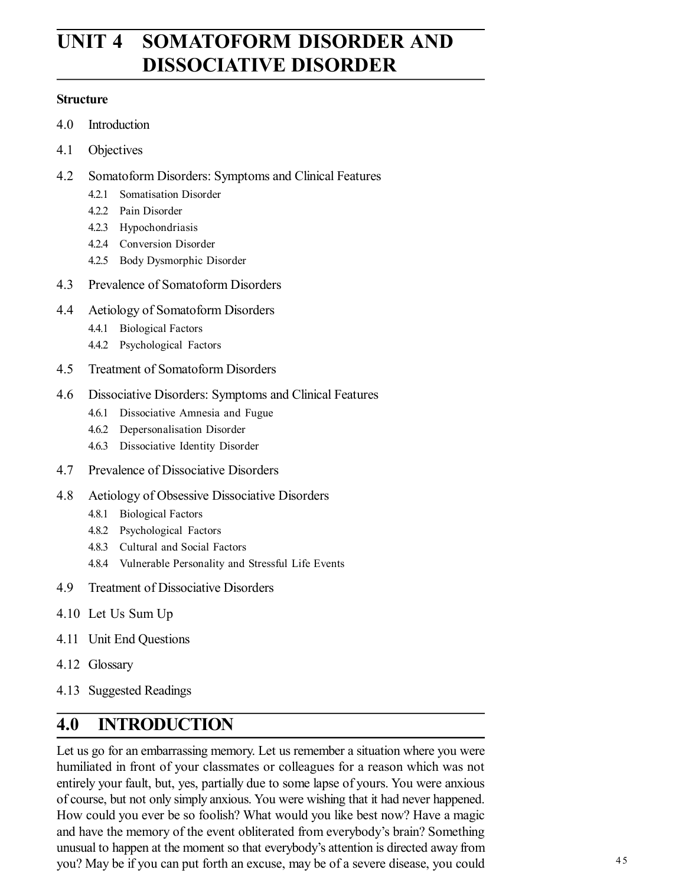# UNIT 4 SOMATOFORM DISORDER AND DISSOCIATIVE DISORDER

**Structure**

4.0 Introduction

4.1 Objectives

4.2 Somatoform Disorders: Symptoms and Clinical Features

- 4.2.1 Somatisation Disorder
- 4.2.2 Pain Disorder
- 4.2.3 Hypochondriasis
- 4.2.4 Conversion Disorder
- 4.2.5 Body Dysmorphic Disorder

4.3 Prevalence of Somatoform Disorders

4.4 Aetiology of Somatoform Disorders

- 4.4.1 Biological Factors
- 4.4.2 Psychological Factors

4.5 Treatment of Somatoform Disorders

4.6 Dissociative Disorders: Symptoms and Clinical Features

- 4.6.1 Dissociative Amnesia and Fugue
- 4.6.2 Depersonalisation Disorder
- 4.6.3 Dissociative Identity Disorder

4.7 Prevalence of Dissociative Disorders

4.8 Aetiology of Obsessive Dissociative Disorders

- 4.8.1 Biological Factors
- 4.8.2 Psychological Factors
- 4.8.3 Cultural and Social Factors
- 4.8.4 Vulnerable Personality and Stressful Life Events

4.9 Treatment of Dissociative Disorders

4.10 Let Us Sum Up

4.11 Unit End Questions

4.12 Glossary

4.13 Suggested Readings

## 4.0 INTRODUCTION

Let us go for an embarrassing memory. Let us remember a situation where you were humiliated in front of your classmates or colleagues for a reason which was not entirely your fault, but, yes, partially due to some lapse of yours. You were anxious of course, but not only simply anxious. You were wishing that it had never happened. How could you ever be so foolish? What would you like best now? Have a magic and have the memory of the event obliterated from everybody's brain? Something unusual to happen at the moment so that everybody's attention is directed away from you? May be if you can put forth an excuse, may be of a severe disease, you could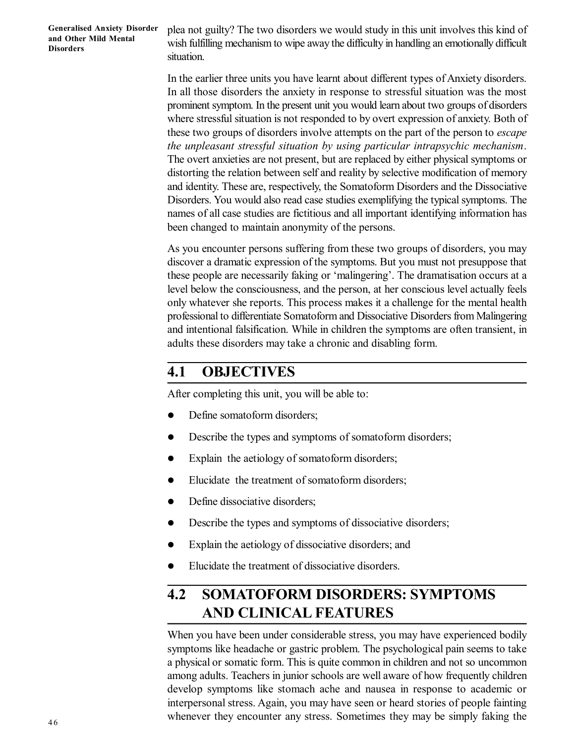plea not guilty? The two disorders we would study in this unit involves this kind of wish fulfilling mechanism to wipe away the difficulty in handling an emotionally difficult situation.

In the earlier three units you have learnt about different types of Anxiety disorders. In all those disorders the anxiety in response to stressful situation was the most prominent symptom. In the present unit you would learn about two groups of disorders where stressful situation is not responded to by overt expression of anxiety. Both of these two groups of disorders involve attempts on the part of the person to *escape the unpleasant stressful situation by using particular intrapsychic mechanism*. The overt anxieties are not present, but are replaced by either physical symptoms or distorting the relation between self and reality by selective modification of memory and identity. These are, respectively, the Somatoform Disorders and the Dissociative Disorders. You would also read case studies exemplifying the typical symptoms. The names of all case studies are fictitious and all important identifying information has been changed to maintain anonymity of the persons.

As you encounter persons suffering from these two groups of disorders, you may discover a dramatic expression of the symptoms. But you must not presuppose that these people are necessarily faking or 'malingering'. The dramatisation occurs at a level below the consciousness, and the person, at her conscious level actually feels only whatever she reports. This process makes it a challenge for the mental health professional to differentiate Somatoform and Dissociative Disorders from Malingering and intentional falsification. While in children the symptoms are often transient, in adults these disorders may take a chronic and disabling form.

## 4.1 OBJECTIVES

After completing this unit, you will be able to:

- Define somatoform disorders;
- Describe the types and symptoms of somatoform disorders;
- Explain the aetiology of somatoform disorders;
- Elucidate the treatment of somatoform disorders;
- Define dissociative disorders;
- Describe the types and symptoms of dissociative disorders;
- Explain the aetiology of dissociative disorders; and
- Elucidate the treatment of dissociative disorders.

## 4.2 SOMATOFORM DISORDERS: SYMPTOMS AND CLINICAL FEATURES

When you have been under considerable stress, you may have experienced bodily symptoms like headache or gastric problem. The psychological pain seems to take a physical or somatic form. This is quite common in children and not so uncommon among adults. Teachers in junior schools are well aware of how frequently children develop symptoms like stomach ache and nausea in response to academic or interpersonal stress. Again, you may have seen or heard stories of people fainting whenever they encounter any stress. Sometimes they may be simply faking the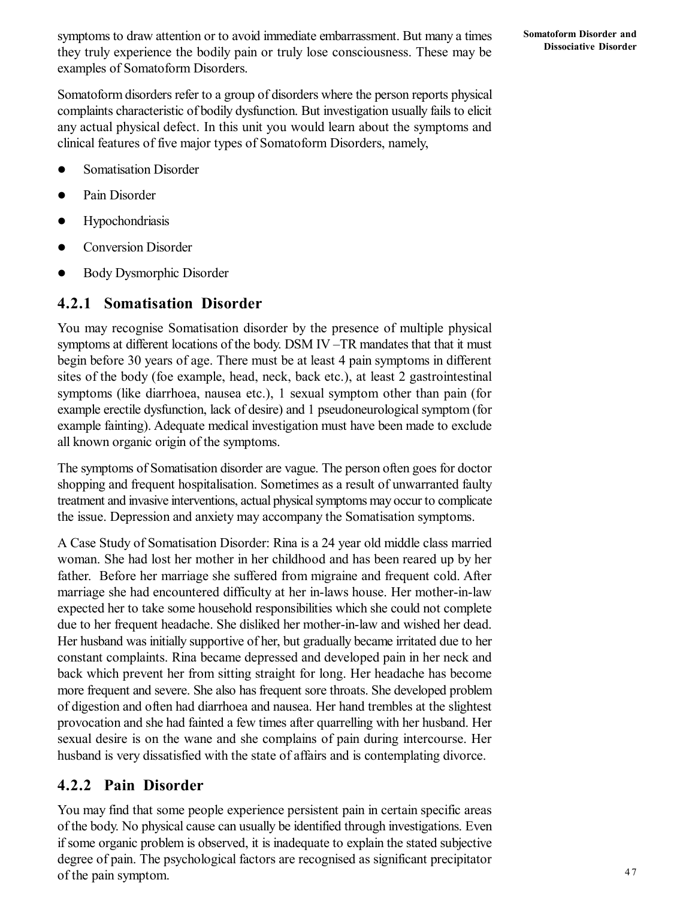symptoms to draw attention or to avoid immediate embarrassment. But many a times they truly experience the bodily pain or truly lose consciousness. These may be examples of Somatoform Disorders.

Somatoform disorders refer to a group of disorders where the person reports physical complaints characteristic of bodily dysfunction. But investigation usually fails to elicit any actual physical defect. In this unit you would learn about the symptoms and clinical features of five major types of Somatoform Disorders, namely,

- Somatisation Disorder
- Pain Disorder
- Hypochondriasis
- Conversion Disorder
- Body Dysmorphic Disorder

### 4.2.1 Somatisation Disorder

You may recognise Somatisation disorder by the presence of multiple physical symptoms at different locations of the body. DSM IV –TR mandates that that it must begin before 30 years of age. There must be at least 4 pain symptoms in different sites of the body (foe example, head, neck, back etc.), at least 2 gastrointestinal symptoms (like diarrhoea, nausea etc.), 1 sexual symptom other than pain (for example erectile dysfunction, lack of desire) and 1 pseudoneurological symptom (for example fainting). Adequate medical investigation must have been made to exclude all known organic origin of the symptoms.

The symptoms of Somatisation disorder are vague. The person often goes for doctor shopping and frequent hospitalisation. Sometimes as a result of unwarranted faulty treatment and invasive interventions, actual physical symptoms may occur to complicate the issue. Depression and anxiety may accompany the Somatisation symptoms.

A Case Study of Somatisation Disorder: Rina is a 24 year old middle class married woman. She had lost her mother in her childhood and has been reared up by her father. Before her marriage she suffered from migraine and frequent cold. After marriage she had encountered difficulty at her in-laws house. Her mother-in-law expected her to take some household responsibilities which she could not complete due to her frequent headache. She disliked her mother-in-law and wished her dead. Her husband was initially supportive of her, but gradually became irritated due to her constant complaints. Rina became depressed and developed pain in her neck and back which prevent her from sitting straight for long. Her headache has become more frequent and severe. She also has frequent sore throats. She developed problem of digestion and often had diarrhoea and nausea. Her hand trembles at the slightest provocation and she had fainted a few times after quarrelling with her husband. Her sexual desire is on the wane and she complains of pain during intercourse. Her husband is very dissatisfied with the state of affairs and is contemplating divorce.

### 4.2.2 Pain Disorder

You may find that some people experience persistent pain in certain specific areas of the body. No physical cause can usually be identified through investigations. Even if some organic problem is observed, it is inadequate to explain the stated subjective degree of pain. The psychological factors are recognised as significant precipitator of the pain symptom.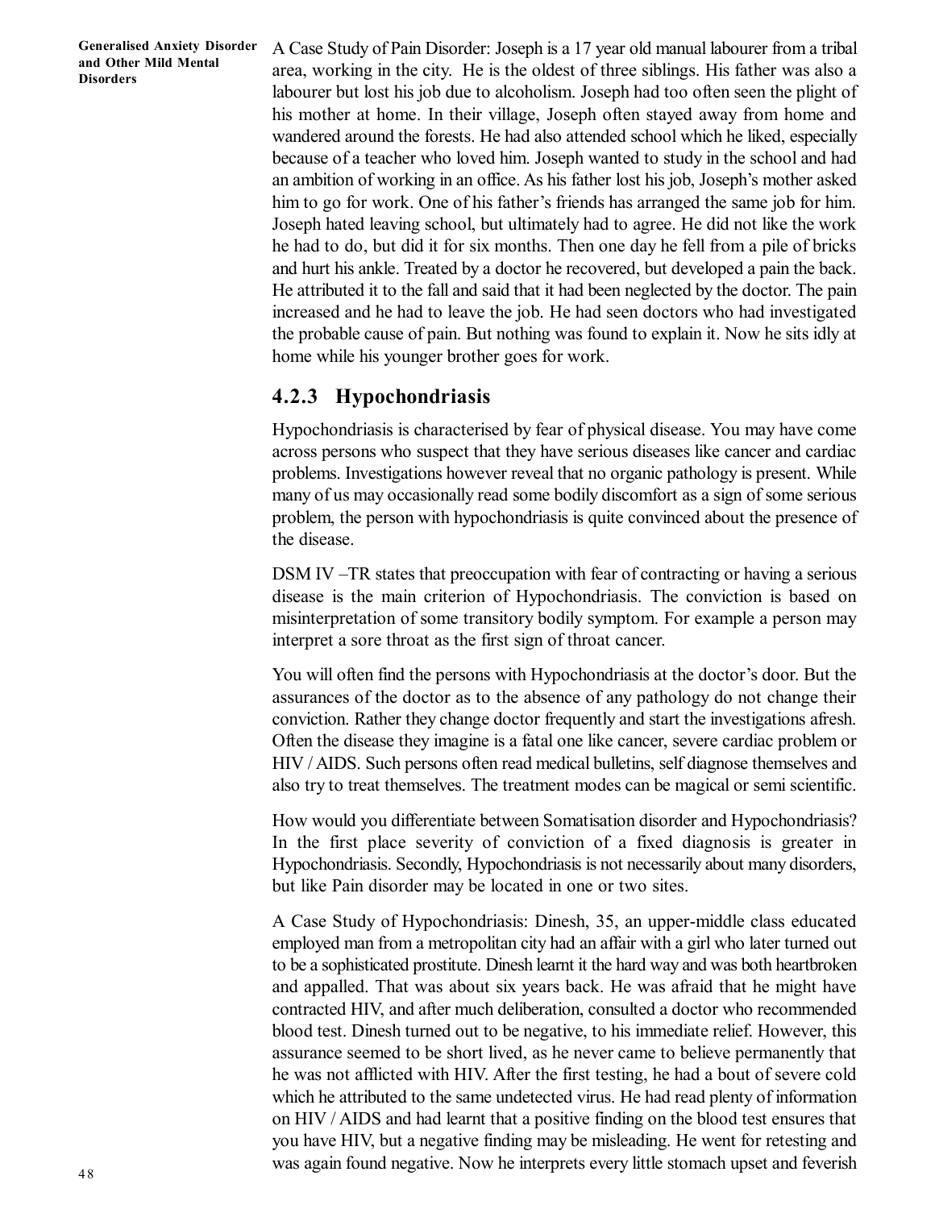A Case Study of Pain Disorder: Joseph is a 17 year old manual labourer from a tribal area, working in the city. He is the oldest of three siblings. His father was also a labourer but lost his job due to alcoholism. Joseph had too often seen the plight of his mother at home. In their village, Joseph often stayed away from home and wandered around the forests. He had also attended school which he liked, especially because of a teacher who loved him. Joseph wanted to study in the school and had an ambition of working in an office. As his father lost his job, Joseph's mother asked him to go for work. One of his father's friends has arranged the same job for him. Joseph hated leaving school, but ultimately had to agree. He did not like the work he had to do, but did it for six months. Then one day he fell from a pile of bricks and hurt his ankle. Treated by a doctor he recovered, but developed a pain the back. He attributed it to the fall and said that it had been neglected by the doctor. The pain increased and he had to leave the job. He had seen doctors who had investigated the probable cause of pain. But nothing was found to explain it. Now he sits idly at home while his younger brother goes for work.

### 4.2.3 Hypochondriasis

Hypochondriasis is characterised by fear of physical disease. You may have come across persons who suspect that they have serious diseases like cancer and cardiac problems. Investigations however reveal that no organic pathology is present. While many of us may occasionally read some bodily discomfort as a sign of some serious problem, the person with hypochondriasis is quite convinced about the presence of the disease.

DSM IV –TR states that preoccupation with fear of contracting or having a serious disease is the main criterion of Hypochondriasis. The conviction is based on misinterpretation of some transitory bodily symptom. For example a person may interpret a sore throat as the first sign of throat cancer.

You will often find the persons with Hypochondriasis at the doctor's door. But the assurances of the doctor as to the absence of any pathology do not change their conviction. Rather they change doctor frequently and start the investigations afresh. Often the disease they imagine is a fatal one like cancer, severe cardiac problem or HIV / AIDS. Such persons often read medical bulletins, self diagnose themselves and also try to treat themselves. The treatment modes can be magical or semi scientific.

How would you differentiate between Somatisation disorder and Hypochondriasis? In the first place severity of conviction of a fixed diagnosis is greater in Hypochondriasis. Secondly, Hypochondriasis is not necessarily about many disorders, but like Pain disorder may be located in one or two sites.

A Case Study of Hypochondriasis: Dinesh, 35, an upper-middle class educated employed man from a metropolitan city had an affair with a girl who later turned out to be a sophisticated prostitute. Dinesh learnt it the hard way and was both heartbroken and appalled. That was about six years back. He was afraid that he might have contracted HIV, and after much deliberation, consulted a doctor who recommended blood test. Dinesh turned out to be negative, to his immediate relief. However, this assurance seemed to be short lived, as he never came to believe permanently that he was not afflicted with HIV. After the first testing, he had a bout of severe cold which he attributed to the same undetected virus. He had read plenty of information on HIV / AIDS and had learnt that a positive finding on the blood test ensures that you have HIV, but a negative finding may be misleading. He went for retesting and was again found negative. Now he interprets every little stomach upset and feverish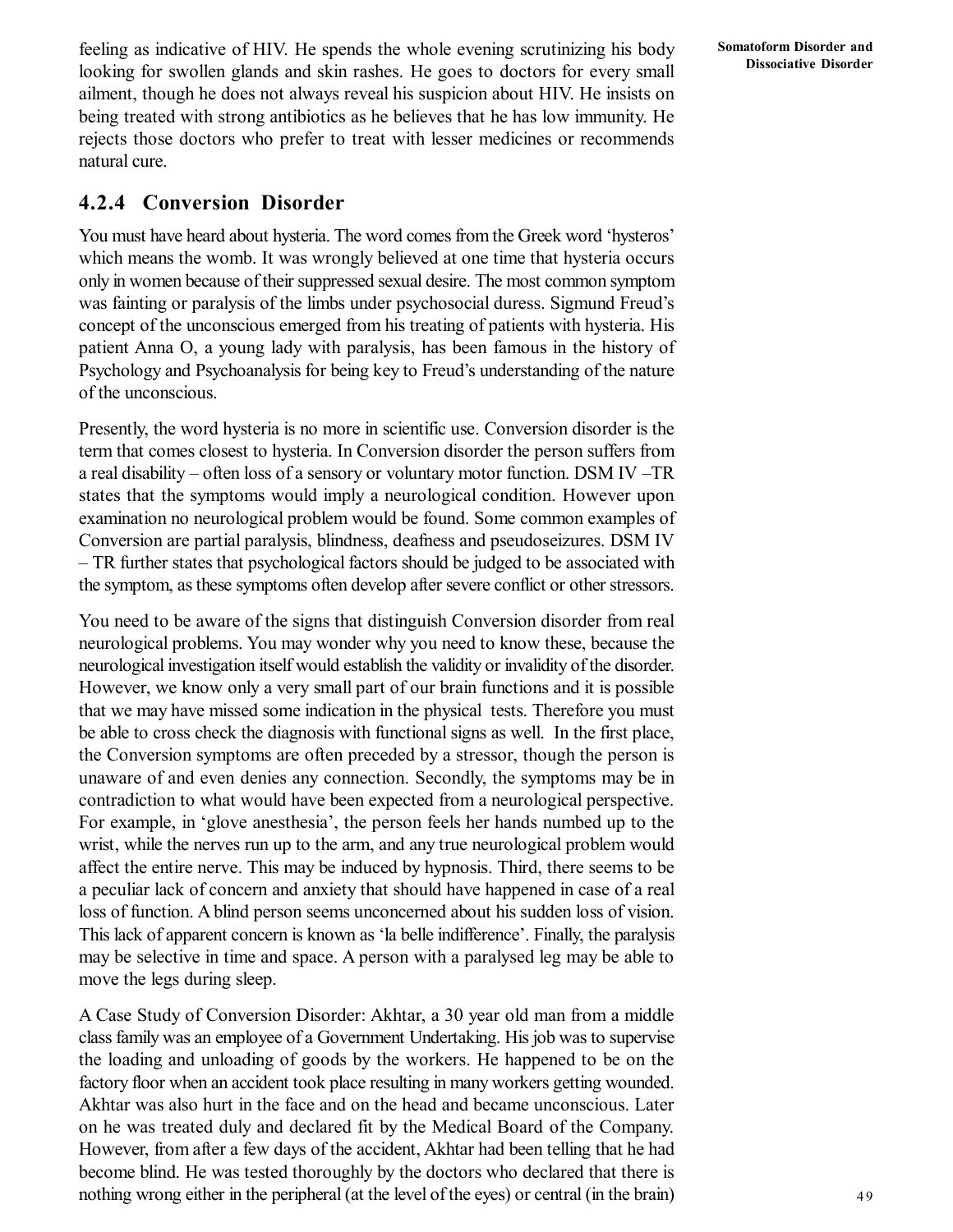feeling as indicative of HIV. He spends the whole evening scrutinizing his body looking for swollen glands and skin rashes. He goes to doctors for every small ailment, though he does not always reveal his suspicion about HIV. He insists on being treated with strong antibiotics as he believes that he has low immunity. He rejects those doctors who prefer to treat with lesser medicines or recommends natural cure.

### 4.2.4 Conversion Disorder

You must have heard about hysteria. The word comes from the Greek word 'hysteros' which means the womb. It was wrongly believed at one time that hysteria occurs only in women because of their suppressed sexual desire. The most common symptom was fainting or paralysis of the limbs under psychosocial duress. Sigmund Freud's concept of the unconscious emerged from his treating of patients with hysteria. His patient Anna O, a young lady with paralysis, has been famous in the history of Psychology and Psychoanalysis for being key to Freud's understanding of the nature of the unconscious.

Presently, the word hysteria is no more in scientific use. Conversion disorder is the term that comes closest to hysteria. In Conversion disorder the person suffers from a real disability – often loss of a sensory or voluntary motor function. DSM IV –TR states that the symptoms would imply a neurological condition. However upon examination no neurological problem would be found. Some common examples of Conversion are partial paralysis, blindness, deafness and pseudoseizures. DSM IV – TR further states that psychological factors should be judged to be associated with the symptom, as these symptoms often develop after severe conflict or other stressors.

You need to be aware of the signs that distinguish Conversion disorder from real neurological problems. You may wonder why you need to know these, because the neurological investigation itself would establish the validity or invalidity of the disorder. However, we know only a very small part of our brain functions and it is possible that we may have missed some indication in the physical tests. Therefore you must be able to cross check the diagnosis with functional signs as well. In the first place, the Conversion symptoms are often preceded by a stressor, though the person is unaware of and even denies any connection. Secondly, the symptoms may be in contradiction to what would have been expected from a neurological perspective. For example, in 'glove anesthesia', the person feels her hands numbed up to the wrist, while the nerves run up to the arm, and any true neurological problem would affect the entire nerve. This may be induced by hypnosis. Third, there seems to be a peculiar lack of concern and anxiety that should have happened in case of a real loss of function. A blind person seems unconcerned about his sudden loss of vision. This lack of apparent concern is known as 'la belle indifference'. Finally, the paralysis may be selective in time and space. A person with a paralysed leg may be able to move the legs during sleep.

A Case Study of Conversion Disorder: Akhtar, a 30 year old man from a middle class family was an employee of a Government Undertaking. His job was to supervise the loading and unloading of goods by the workers. He happened to be on the factory floor when an accident took place resulting in many workers getting wounded. Akhtar was also hurt in the face and on the head and became unconscious. Later on he was treated duly and declared fit by the Medical Board of the Company. However, from after a few days of the accident, Akhtar had been telling that he had become blind. He was tested thoroughly by the doctors who declared that there is nothing wrong either in the peripheral (at the level of the eyes) or central (in the brain)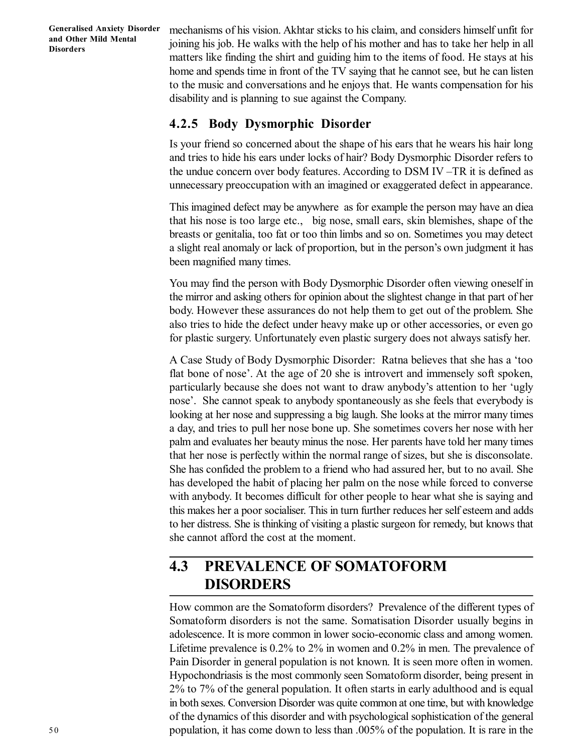mechanisms of his vision. Akhtar sticks to his claim, and considers himself unfit for joining his job. He walks with the help of his mother and has to take her help in all matters like finding the shirt and guiding him to the items of food. He stays at his home and spends time in front of the TV saying that he cannot see, but he can listen to the music and conversations and he enjoys that. He wants compensation for his disability and is planning to sue against the Company.

### 4.2.5 Body Dysmorphic Disorder

Is your friend so concerned about the shape of his ears that he wears his hair long and tries to hide his ears under locks of hair? Body Dysmorphic Disorder refers to the undue concern over body features. According to DSM IV –TR it is defined as unnecessary preoccupation with an imagined or exaggerated defect in appearance.

This imagined defect may be anywhere as for example the person may have an diea that his nose is too large etc., big nose, small ears, skin blemishes, shape of the breasts or genitalia, too fat or too thin limbs and so on. Sometimes you may detect a slight real anomaly or lack of proportion, but in the person's own judgment it has been magnified many times.

You may find the person with Body Dysmorphic Disorder often viewing oneself in the mirror and asking others for opinion about the slightest change in that part of her body. However these assurances do not help them to get out of the problem. She also tries to hide the defect under heavy make up or other accessories, or even go for plastic surgery. Unfortunately even plastic surgery does not always satisfy her.

A Case Study of Body Dysmorphic Disorder: Ratna believes that she has a 'too flat bone of nose'. At the age of 20 she is introvert and immensely soft spoken, particularly because she does not want to draw anybody's attention to her 'ugly nose'. She cannot speak to anybody spontaneously as she feels that everybody is looking at her nose and suppressing a big laugh. She looks at the mirror many times a day, and tries to pull her nose bone up. She sometimes covers her nose with her palm and evaluates her beauty minus the nose. Her parents have told her many times that her nose is perfectly within the normal range of sizes, but she is disconsolate. She has confided the problem to a friend who had assured her, but to no avail. She has developed the habit of placing her palm on the nose while forced to converse with anybody. It becomes difficult for other people to hear what she is saying and this makes her a poor socialiser. This in turn further reduces her self esteem and adds to her distress. She is thinking of visiting a plastic surgeon for remedy, but knows that she cannot afford the cost at the moment.

## 4.3 PREVALENCE OF SOMATOFORM DISORDERS

How common are the Somatoform disorders? Prevalence of the different types of Somatoform disorders is not the same. Somatisation Disorder usually begins in adolescence. It is more common in lower socio-economic class and among women. Lifetime prevalence is 0.2% to 2% in women and 0.2% in men. The prevalence of Pain Disorder in general population is not known. It is seen more often in women. Hypochondriasis is the most commonly seen Somatoform disorder, being present in 2% to 7% of the general population. It often starts in early adulthood and is equal in both sexes. Conversion Disorder was quite common at one time, but with knowledge of the dynamics of this disorder and with psychological sophistication of the general population, it has come down to less than .005% of the population. It is rare in the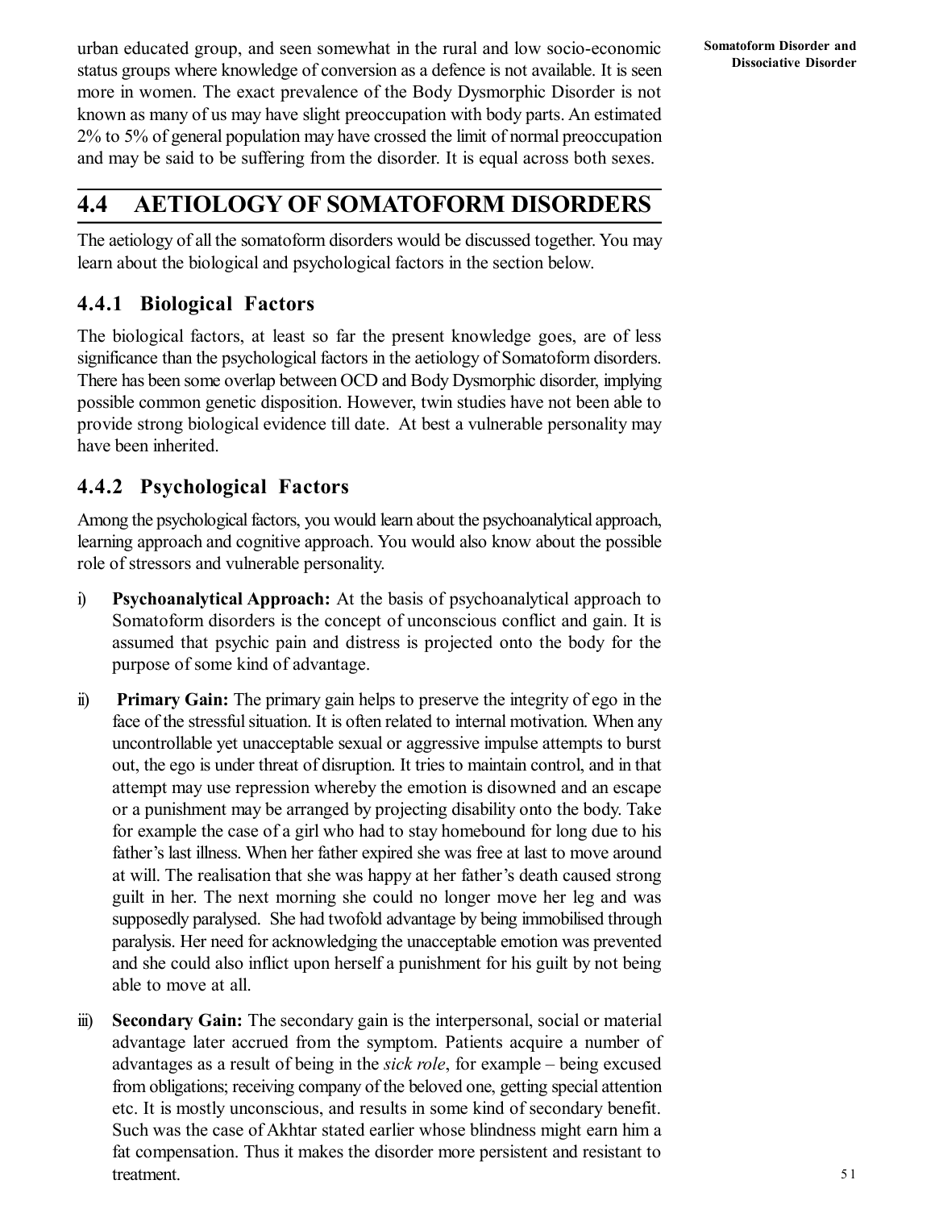urban educated group, and seen somewhat in the rural and low socio-economic status groups where knowledge of conversion as a defence is not available. It is seen more in women. The exact prevalence of the Body Dysmorphic Disorder is not known as many of us may have slight preoccupation with body parts. An estimated 2% to 5% of general population may have crossed the limit of normal preoccupation and may be said to be suffering from the disorder. It is equal across both sexes.

## 4.4 AETIOLOGY OF SOMATOFORM DISORDERS

The aetiology of all the somatoform disorders would be discussed together. You may learn about the biological and psychological factors in the section below.

### 4.4.1 Biological Factors

The biological factors, at least so far the present knowledge goes, are of less significance than the psychological factors in the aetiology of Somatoform disorders. There has been some overlap between OCD and Body Dysmorphic disorder, implying possible common genetic disposition. However, twin studies have not been able to provide strong biological evidence till date. At best a vulnerable personality may have been inherited.

### 4.4.2 Psychological Factors

Among the psychological factors, you would learn about the psychoanalytical approach, learning approach and cognitive approach. You would also know about the possible role of stressors and vulnerable personality.

i) **Psychoanalytical Approach:** At the basis of psychoanalytical approach to Somatoform disorders is the concept of unconscious conflict and gain. It is assumed that psychic pain and distress is projected onto the body for the purpose of some kind of advantage.

ii) **Primary Gain:** The primary gain helps to preserve the integrity of ego in the face of the stressful situation. It is often related to internal motivation. When any uncontrollable yet unacceptable sexual or aggressive impulse attempts to burst out, the ego is under threat of disruption. It tries to maintain control, and in that attempt may use repression whereby the emotion is disowned and an escape or a punishment may be arranged by projecting disability onto the body. Take for example the case of a girl who had to stay homebound for long due to his father's last illness. When her father expired she was free at last to move around at will. The realisation that she was happy at her father's death caused strong guilt in her. The next morning she could no longer move her leg and was supposedly paralysed. She had twofold advantage by being immobilised through paralysis. Her need for acknowledging the unacceptable emotion was prevented and she could also inflict upon herself a punishment for his guilt by not being able to move at all.

iii) **Secondary Gain:** The secondary gain is the interpersonal, social or material advantage later accrued from the symptom. Patients acquire a number of advantages as a result of being in the *sick role*, for example – being excused from obligations; receiving company of the beloved one, getting special attention etc. It is mostly unconscious, and results in some kind of secondary benefit. Such was the case of Akhtar stated earlier whose blindness might earn him a fat compensation. Thus it makes the disorder more persistent and resistant to treatment.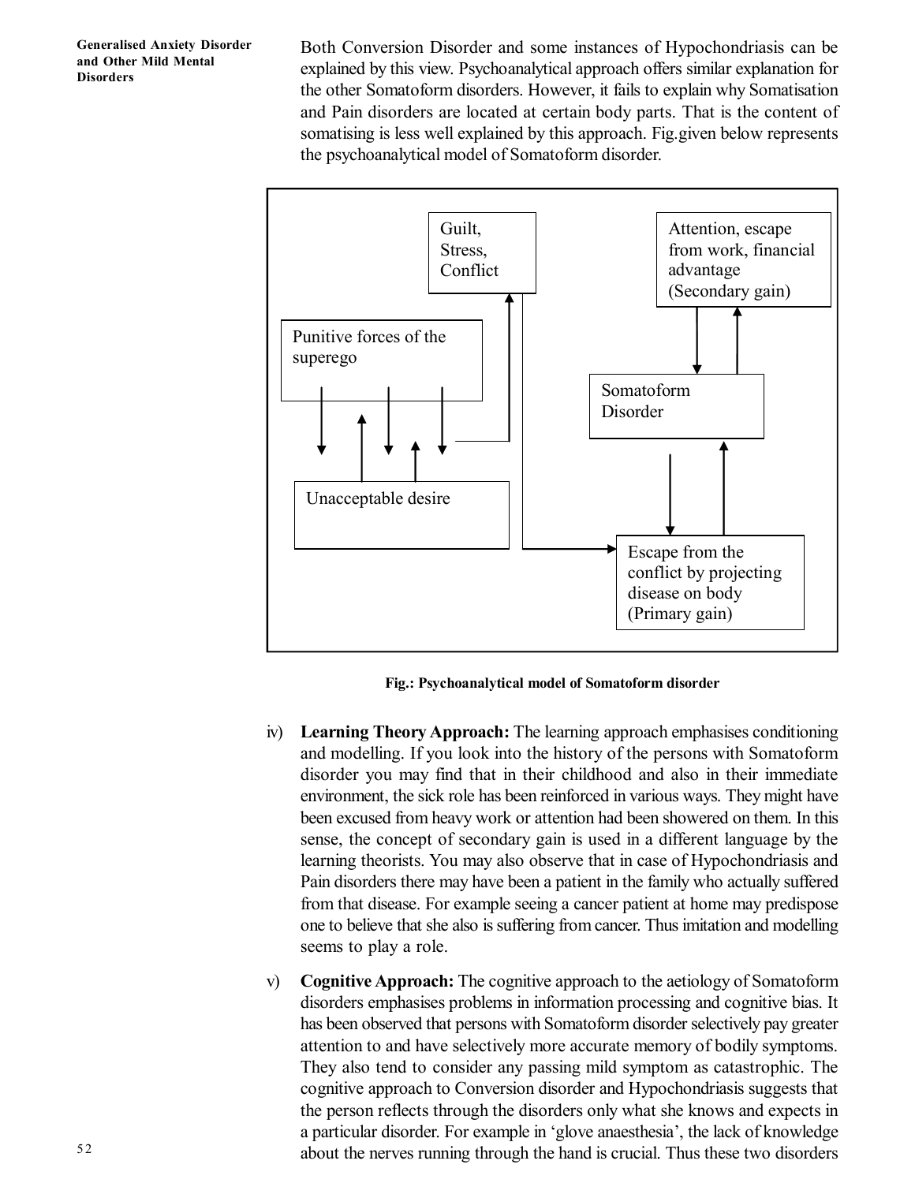Both Conversion Disorder and some instances of Hypochondriasis can be explained by this view. Psychoanalytical approach offers similar explanation for the other Somatoform disorders. However, it fails to explain why Somatisation and Pain disorders are located at certain body parts. That is the content of somatising is less well explained by this approach. Fig.given below represents the psychoanalytical model of Somatoform disorder.

Guilt, Stress, Conflict

Attention, escape from work, financial advantage (Secondary gain)

Punitive forces of the superego

Somatoform Disorder

Unacceptable desire

Escape from the conflict by projecting disease on body (Primary gain)

**Fig.: Psychoanalytical model of Somatoform disorder**

iv) **Learning Theory Approach:** The learning approach emphasises conditioning and modelling. If you look into the history of the persons with Somatoform disorder you may find that in their childhood and also in their immediate environment, the sick role has been reinforced in various ways. They might have been excused from heavy work or attention had been showered on them. In this sense, the concept of secondary gain is used in a different language by the learning theorists. You may also observe that in case of Hypochondriasis and Pain disorders there may have been a patient in the family who actually suffered from that disease. For example seeing a cancer patient at home may predispose one to believe that she also is suffering from cancer. Thus imitation and modelling seems to play a role.

v) **Cognitive Approach:** The cognitive approach to the aetiology of Somatoform disorders emphasises problems in information processing and cognitive bias. It has been observed that persons with Somatoform disorder selectively pay greater attention to and have selectively more accurate memory of bodily symptoms. They also tend to consider any passing mild symptom as catastrophic. The cognitive approach to Conversion disorder and Hypochondriasis suggests that the person reflects through the disorders only what she knows and expects in a particular disorder. For example in 'glove anaesthesia', the lack of knowledge about the nerves running through the hand is crucial. Thus these two disorders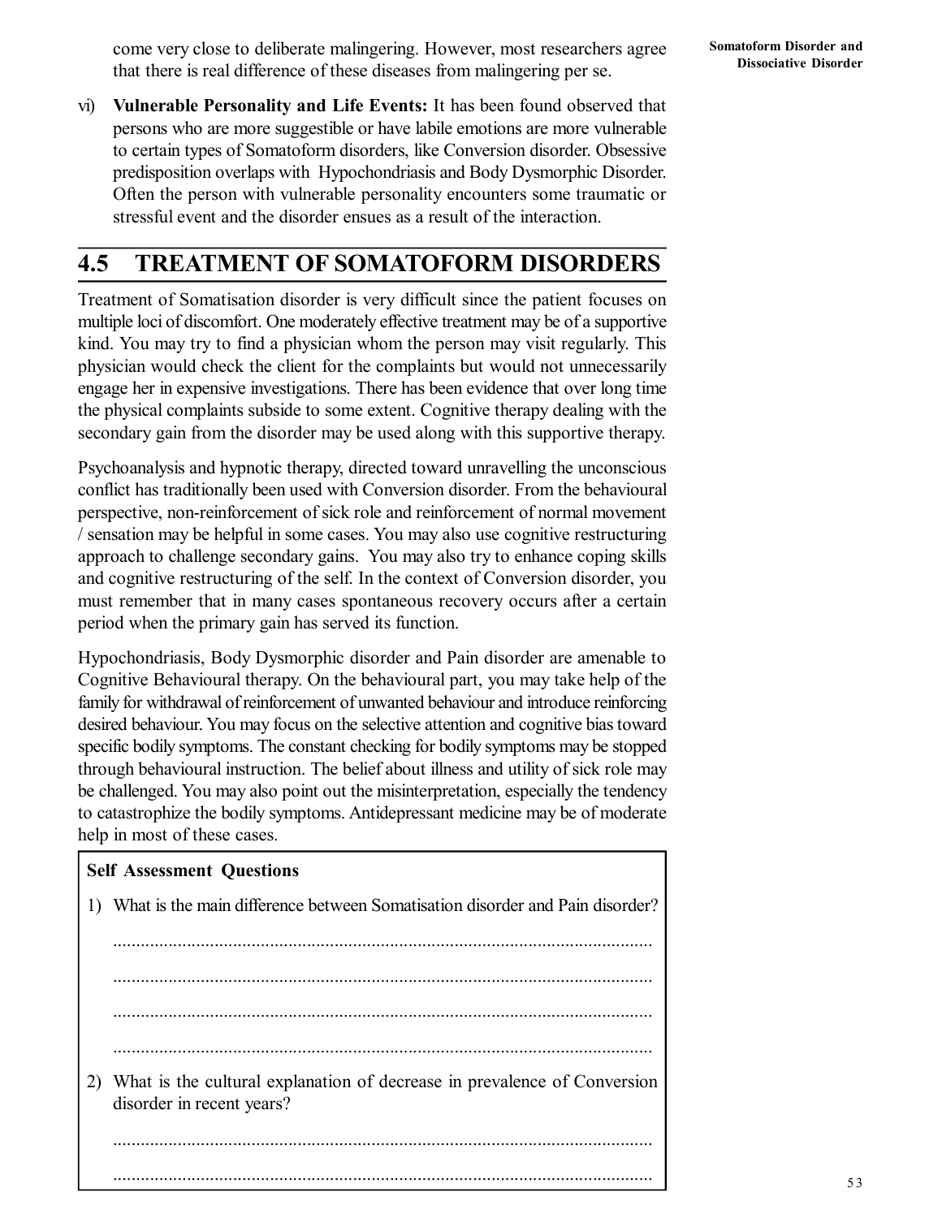come very close to deliberate malingering. However, most researchers agree that there is real difference of these diseases from malingering per se.

vi) **Vulnerable Personality and Life Events:** It has been found observed that persons who are more suggestible or have labile emotions are more vulnerable to certain types of Somatoform disorders, like Conversion disorder. Obsessive predisposition overlaps with Hypochondriasis and Body Dysmorphic Disorder. Often the person with vulnerable personality encounters some traumatic or stressful event and the disorder ensues as a result of the interaction.

## 4.5 TREATMENT OF SOMATOFORM DISORDERS

Treatment of Somatisation disorder is very difficult since the patient focuses on multiple loci of discomfort. One moderately effective treatment may be of a supportive kind. You may try to find a physician whom the person may visit regularly. This physician would check the client for the complaints but would not unnecessarily engage her in expensive investigations. There has been evidence that over long time the physical complaints subside to some extent. Cognitive therapy dealing with the secondary gain from the disorder may be used along with this supportive therapy.

Psychoanalysis and hypnotic therapy, directed toward unravelling the unconscious conflict has traditionally been used with Conversion disorder. From the behavioural perspective, non-reinforcement of sick role and reinforcement of normal movement / sensation may be helpful in some cases. You may also use cognitive restructuring approach to challenge secondary gains. You may also try to enhance coping skills and cognitive restructuring of the self. In the context of Conversion disorder, you must remember that in many cases spontaneous recovery occurs after a certain period when the primary gain has served its function.

Hypochondriasis, Body Dysmorphic disorder and Pain disorder are amenable to Cognitive Behavioural therapy. On the behavioural part, you may take help of the family for withdrawal of reinforcement of unwanted behaviour and introduce reinforcing desired behaviour. You may focus on the selective attention and cognitive bias toward specific bodily symptoms. The constant checking for bodily symptoms may be stopped through behavioural instruction. The belief about illness and utility of sick role may be challenged. You may also point out the misinterpretation, especially the tendency to catastrophize the bodily symptoms. Antidepressant medicine may be of moderate help in most of these cases.

**Self Assessment Questions**

1) What is the main difference between Somatisation disorder and Pain disorder?

.....................................................................................................................

.....................................................................................................................

.....................................................................................................................

.....................................................................................................................

2) What is the cultural explanation of decrease in prevalence of Conversion disorder in recent years?

.....................................................................................................................

.....................................................................................................................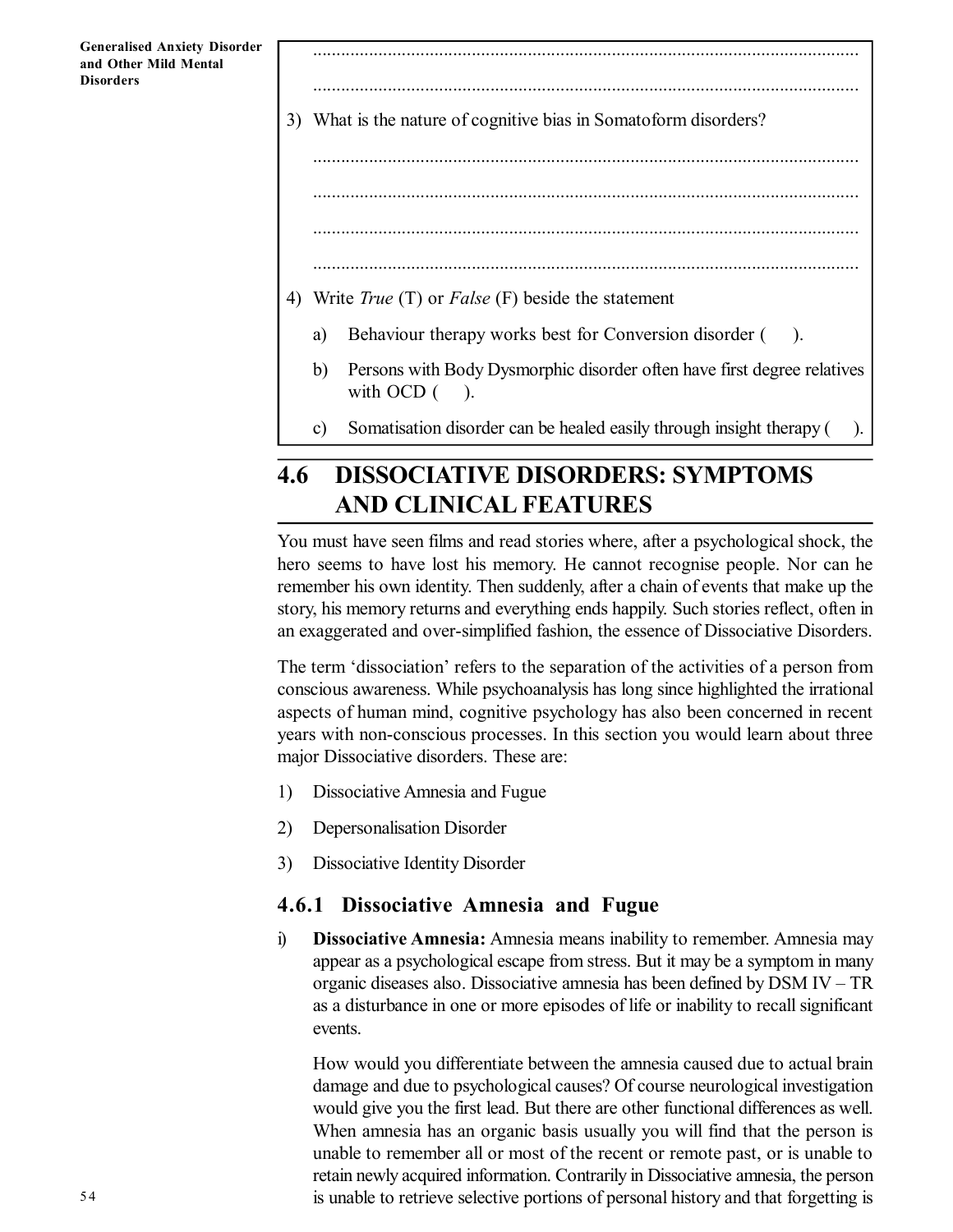.....................................................................................................................

.....................................................................................................................

3) What is the nature of cognitive bias in Somatoform disorders?

.....................................................................................................................

.....................................................................................................................

.....................................................................................................................

.....................................................................................................................

4) Write *True* (T) or *False* (F) beside the statement

   a) Behaviour therapy works best for Conversion disorder (   ).

   b) Persons with Body Dysmorphic disorder often have first degree relatives with OCD (   ).

   c) Somatisation disorder can be healed easily through insight therapy (   ).

## 4.6 DISSOCIATIVE DISORDERS: SYMPTOMS AND CLINICAL FEATURES

You must have seen films and read stories where, after a psychological shock, the hero seems to have lost his memory. He cannot recognise people. Nor can he remember his own identity. Then suddenly, after a chain of events that make up the story, his memory returns and everything ends happily. Such stories reflect, often in an exaggerated and over-simplified fashion, the essence of Dissociative Disorders.

The term 'dissociation' refers to the separation of the activities of a person from conscious awareness. While psychoanalysis has long since highlighted the irrational aspects of human mind, cognitive psychology has also been concerned in recent years with non-conscious processes. In this section you would learn about three major Dissociative disorders. These are:

1) Dissociative Amnesia and Fugue
2) Depersonalisation Disorder
3) Dissociative Identity Disorder

### 4.6.1 Dissociative Amnesia and Fugue

i) **Dissociative Amnesia:** Amnesia means inability to remember. Amnesia may appear as a psychological escape from stress. But it may be a symptom in many organic diseases also. Dissociative amnesia has been defined by DSM IV – TR as a disturbance in one or more episodes of life or inability to recall significant events.

   How would you differentiate between the amnesia caused due to actual brain damage and due to psychological causes? Of course neurological investigation would give you the first lead. But there are other functional differences as well. When amnesia has an organic basis usually you will find that the person is unable to remember all or most of the recent or remote past, or is unable to retain newly acquired information. Contrarily in Dissociative amnesia, the person is unable to retrieve selective portions of personal history and that forgetting is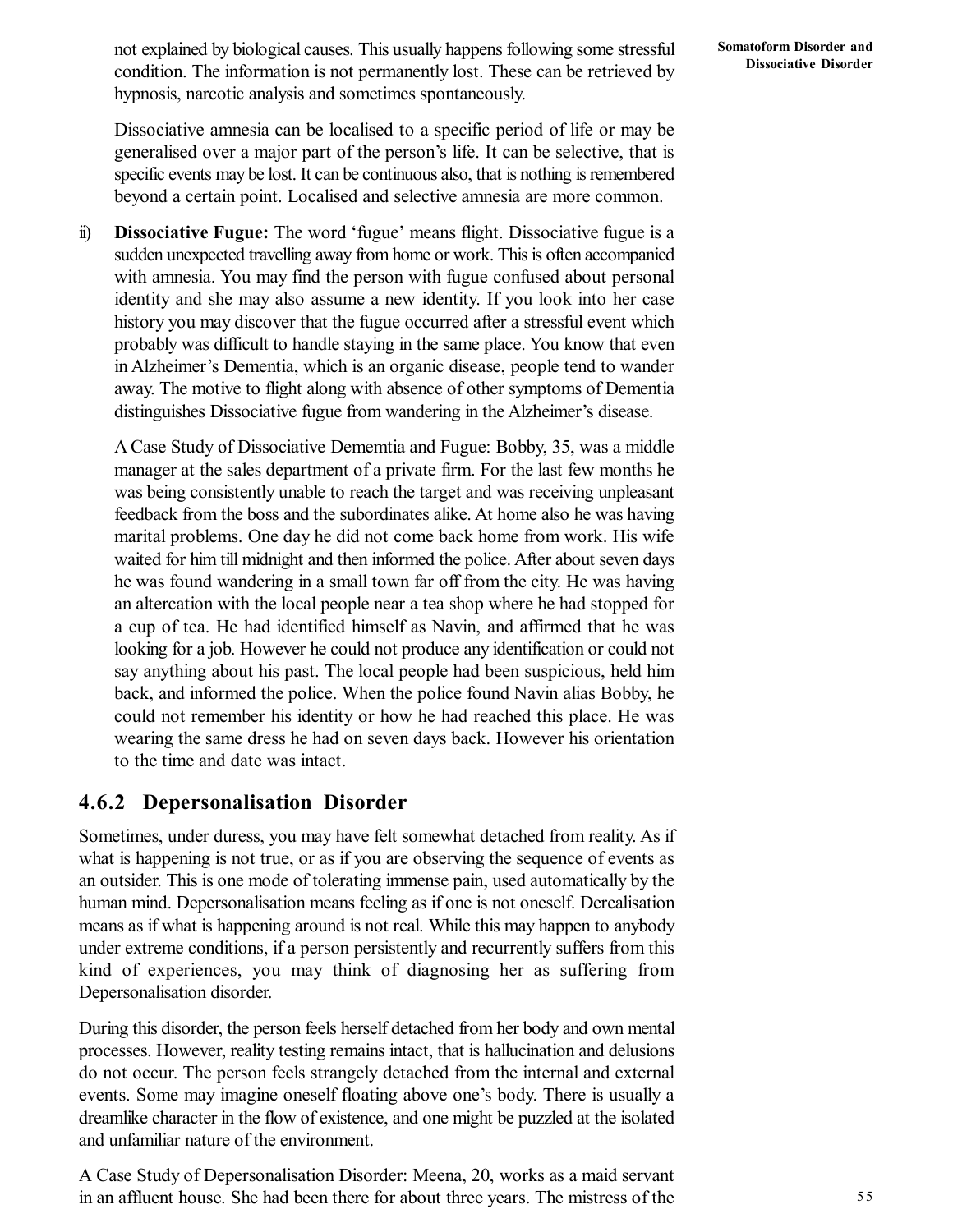not explained by biological causes. This usually happens following some stressful condition. The information is not permanently lost. These can be retrieved by hypnosis, narcotic analysis and sometimes spontaneously.

Dissociative amnesia can be localised to a specific period of life or may be generalised over a major part of the person's life. It can be selective, that is specific events may be lost. It can be continuous also, that is nothing is remembered beyond a certain point. Localised and selective amnesia are more common.

ii) **Dissociative Fugue:** The word 'fugue' means flight. Dissociative fugue is a sudden unexpected travelling away from home or work. This is often accompanied with amnesia. You may find the person with fugue confused about personal identity and she may also assume a new identity. If you look into her case history you may discover that the fugue occurred after a stressful event which probably was difficult to handle staying in the same place. You know that even in Alzheimer's Dementia, which is an organic disease, people tend to wander away. The motive to flight along with absence of other symptoms of Dementia distinguishes Dissociative fugue from wandering in the Alzheimer's disease.

A Case Study of Dissociative Dememtia and Fugue: Bobby, 35, was a middle manager at the sales department of a private firm. For the last few months he was being consistently unable to reach the target and was receiving unpleasant feedback from the boss and the subordinates alike. At home also he was having marital problems. One day he did not come back home from work. His wife waited for him till midnight and then informed the police. After about seven days he was found wandering in a small town far off from the city. He was having an altercation with the local people near a tea shop where he had stopped for a cup of tea. He had identified himself as Navin, and affirmed that he was looking for a job. However he could not produce any identification or could not say anything about his past. The local people had been suspicious, held him back, and informed the police. When the police found Navin alias Bobby, he could not remember his identity or how he had reached this place. He was wearing the same dress he had on seven days back. However his orientation to the time and date was intact.

### 4.6.2 Depersonalisation Disorder

Sometimes, under duress, you may have felt somewhat detached from reality. As if what is happening is not true, or as if you are observing the sequence of events as an outsider. This is one mode of tolerating immense pain, used automatically by the human mind. Depersonalisation means feeling as if one is not oneself. Derealisation means as if what is happening around is not real. While this may happen to anybody under extreme conditions, if a person persistently and recurrently suffers from this kind of experiences, you may think of diagnosing her as suffering from Depersonalisation disorder.

During this disorder, the person feels herself detached from her body and own mental processes. However, reality testing remains intact, that is hallucination and delusions do not occur. The person feels strangely detached from the internal and external events. Some may imagine oneself floating above one's body. There is usually a dreamlike character in the flow of existence, and one might be puzzled at the isolated and unfamiliar nature of the environment.

A Case Study of Depersonalisation Disorder: Meena, 20, works as a maid servant in an affluent house. She had been there for about three years. The mistress of the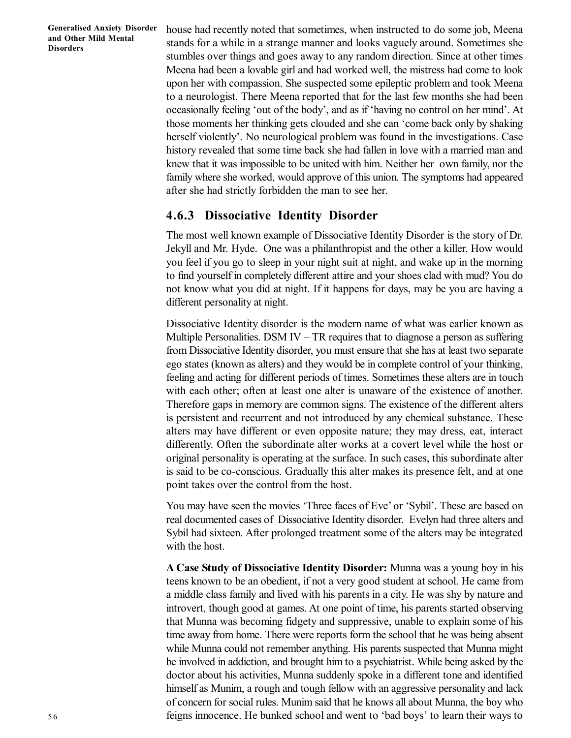house had recently noted that sometimes, when instructed to do some job, Meena stands for a while in a strange manner and looks vaguely around. Sometimes she stumbles over things and goes away to any random direction. Since at other times Meena had been a lovable girl and had worked well, the mistress had come to look upon her with compassion. She suspected some epileptic problem and took Meena to a neurologist. There Meena reported that for the last few months she had been occasionally feeling 'out of the body', and as if 'having no control on her mind'. At those moments her thinking gets clouded and she can 'come back only by shaking herself violently'. No neurological problem was found in the investigations. Case history revealed that some time back she had fallen in love with a married man and knew that it was impossible to be united with him. Neither her own family, nor the family where she worked, would approve of this union. The symptoms had appeared after she had strictly forbidden the man to see her.

### 4.6.3 Dissociative Identity Disorder

The most well known example of Dissociative Identity Disorder is the story of Dr. Jekyll and Mr. Hyde. One was a philanthropist and the other a killer. How would you feel if you go to sleep in your night suit at night, and wake up in the morning to find yourself in completely different attire and your shoes clad with mud? You do not know what you did at night. If it happens for days, may be you are having a different personality at night.

Dissociative Identity disorder is the modern name of what was earlier known as Multiple Personalities. DSM IV – TR requires that to diagnose a person as suffering from Dissociative Identity disorder, you must ensure that she has at least two separate ego states (known as alters) and they would be in complete control of your thinking, feeling and acting for different periods of times. Sometimes these alters are in touch with each other; often at least one alter is unaware of the existence of another. Therefore gaps in memory are common signs. The existence of the different alters is persistent and recurrent and not introduced by any chemical substance. These alters may have different or even opposite nature; they may dress, eat, interact differently. Often the subordinate alter works at a covert level while the host or original personality is operating at the surface. In such cases, this subordinate alter is said to be co-conscious. Gradually this alter makes its presence felt, and at one point takes over the control from the host.

You may have seen the movies 'Three faces of Eve' or 'Sybil'. These are based on real documented cases of Dissociative Identity disorder. Evelyn had three alters and Sybil had sixteen. After prolonged treatment some of the alters may be integrated with the host.

**A Case Study of Dissociative Identity Disorder:** Munna was a young boy in his teens known to be an obedient, if not a very good student at school. He came from a middle class family and lived with his parents in a city. He was shy by nature and introvert, though good at games. At one point of time, his parents started observing that Munna was becoming fidgety and suppressive, unable to explain some of his time away from home. There were reports form the school that he was being absent while Munna could not remember anything. His parents suspected that Munna might be involved in addiction, and brought him to a psychiatrist. While being asked by the doctor about his activities, Munna suddenly spoke in a different tone and identified himself as Munim, a rough and tough fellow with an aggressive personality and lack of concern for social rules. Munim said that he knows all about Munna, the boy who feigns innocence. He bunked school and went to 'bad boys' to learn their ways to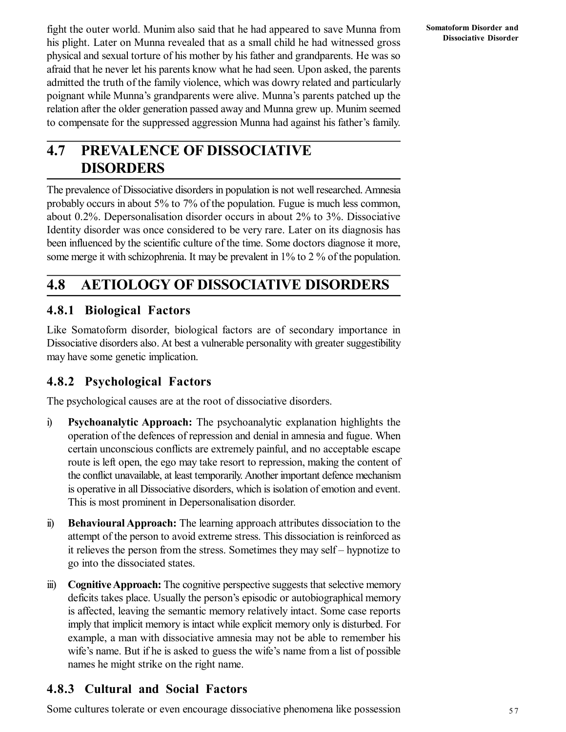fight the outer world. Munim also said that he had appeared to save Munna from his plight. Later on Munna revealed that as a small child he had witnessed gross physical and sexual torture of his mother by his father and grandparents. He was so afraid that he never let his parents know what he had seen. Upon asked, the parents admitted the truth of the family violence, which was dowry related and particularly poignant while Munna's grandparents were alive. Munna's parents patched up the relation after the older generation passed away and Munna grew up. Munim seemed to compensate for the suppressed aggression Munna had against his father's family.

## 4.7 PREVALENCE OF DISSOCIATIVE DISORDERS

The prevalence of Dissociative disorders in population is not well researched. Amnesia probably occurs in about 5% to 7% of the population. Fugue is much less common, about 0.2%. Depersonalisation disorder occurs in about 2% to 3%. Dissociative Identity disorder was once considered to be very rare. Later on its diagnosis has been influenced by the scientific culture of the time. Some doctors diagnose it more, some merge it with schizophrenia. It may be prevalent in 1% to 2 % of the population.

## 4.8 AETIOLOGY OF DISSOCIATIVE DISORDERS

### 4.8.1 Biological Factors

Like Somatoform disorder, biological factors are of secondary importance in Dissociative disorders also. At best a vulnerable personality with greater suggestibility may have some genetic implication.

### 4.8.2 Psychological Factors

The psychological causes are at the root of dissociative disorders.

i) **Psychoanalytic Approach:** The psychoanalytic explanation highlights the operation of the defences of repression and denial in amnesia and fugue. When certain unconscious conflicts are extremely painful, and no acceptable escape route is left open, the ego may take resort to repression, making the content of the conflict unavailable, at least temporarily. Another important defence mechanism is operative in all Dissociative disorders, which is isolation of emotion and event. This is most prominent in Depersonalisation disorder.

ii) **Behavioural Approach:** The learning approach attributes dissociation to the attempt of the person to avoid extreme stress. This dissociation is reinforced as it relieves the person from the stress. Sometimes they may self – hypnotize to go into the dissociated states.

iii) **Cognitive Approach:** The cognitive perspective suggests that selective memory deficits takes place. Usually the person's episodic or autobiographical memory is affected, leaving the semantic memory relatively intact. Some case reports imply that implicit memory is intact while explicit memory only is disturbed. For example, a man with dissociative amnesia may not be able to remember his wife's name. But if he is asked to guess the wife's name from a list of possible names he might strike on the right name.

### 4.8.3 Cultural and Social Factors

Some cultures tolerate or even encourage dissociative phenomena like possession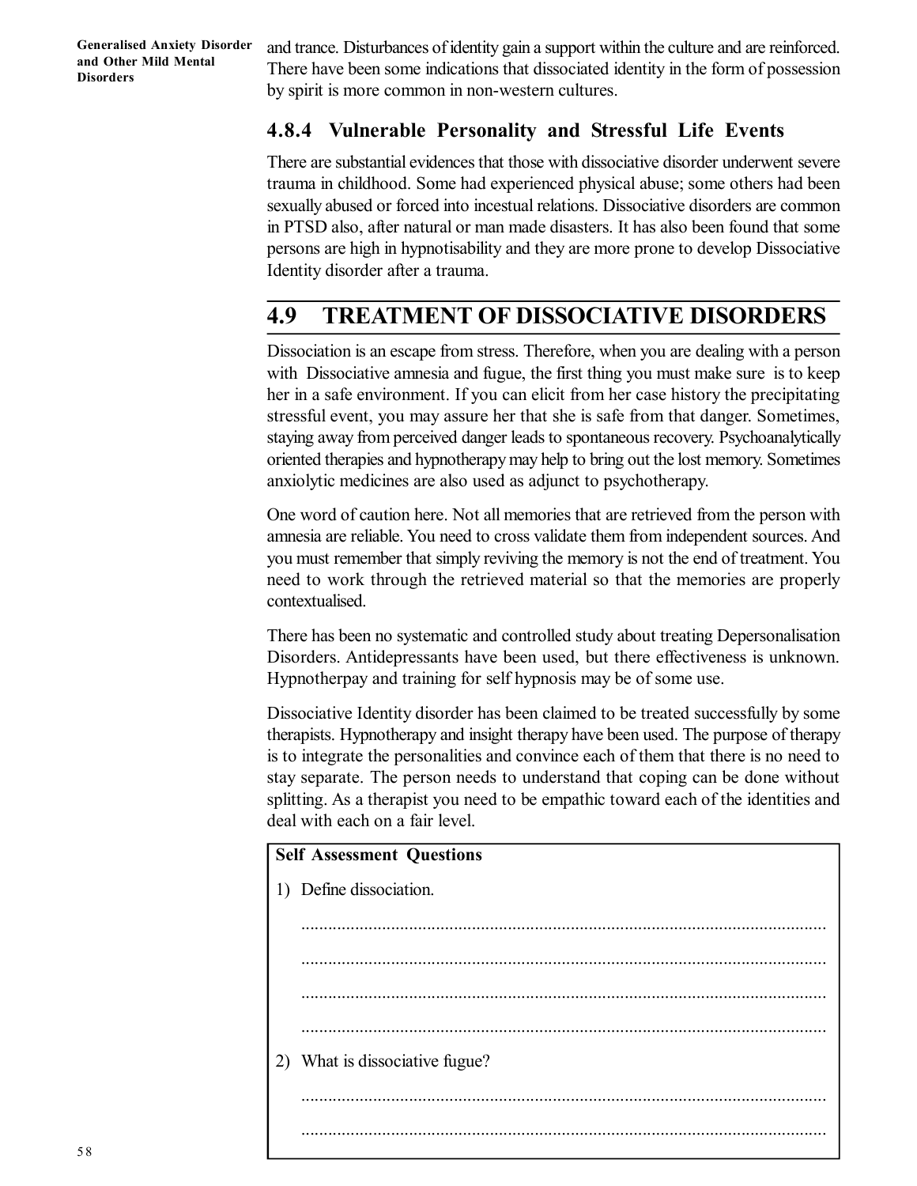and trance. Disturbances of identity gain a support within the culture and are reinforced. There have been some indications that dissociated identity in the form of possession by spirit is more common in non-western cultures.

### 4.8.4 Vulnerable Personality and Stressful Life Events

There are substantial evidences that those with dissociative disorder underwent severe trauma in childhood. Some had experienced physical abuse; some others had been sexually abused or forced into incestual relations. Dissociative disorders are common in PTSD also, after natural or man made disasters. It has also been found that some persons are high in hypnotisability and they are more prone to develop Dissociative Identity disorder after a trauma.

## 4.9 TREATMENT OF DISSOCIATIVE DISORDERS

Dissociation is an escape from stress. Therefore, when you are dealing with a person with Dissociative amnesia and fugue, the first thing you must make sure is to keep her in a safe environment. If you can elicit from her case history the precipitating stressful event, you may assure her that she is safe from that danger. Sometimes, staying away from perceived danger leads to spontaneous recovery. Psychoanalytically oriented therapies and hypnotherapy may help to bring out the lost memory. Sometimes anxiolytic medicines are also used as adjunct to psychotherapy.

One word of caution here. Not all memories that are retrieved from the person with amnesia are reliable. You need to cross validate them from independent sources. And you must remember that simply reviving the memory is not the end of treatment. You need to work through the retrieved material so that the memories are properly contextualised.

There has been no systematic and controlled study about treating Depersonalisation Disorders. Antidepressants have been used, but there effectiveness is unknown. Hypnotherpay and training for self hypnosis may be of some use.

Dissociative Identity disorder has been claimed to be treated successfully by some therapists. Hypnotherapy and insight therapy have been used. The purpose of therapy is to integrate the personalities and convince each of them that there is no need to stay separate. The person needs to understand that coping can be done without splitting. As a therapist you need to be empathic toward each of the identities and deal with each on a fair level.

**Self Assessment Questions**

1) Define dissociation.

.....................................................................................................................

.....................................................................................................................

.....................................................................................................................

.....................................................................................................................

2) What is dissociative fugue?

.....................................................................................................................

.....................................................................................................................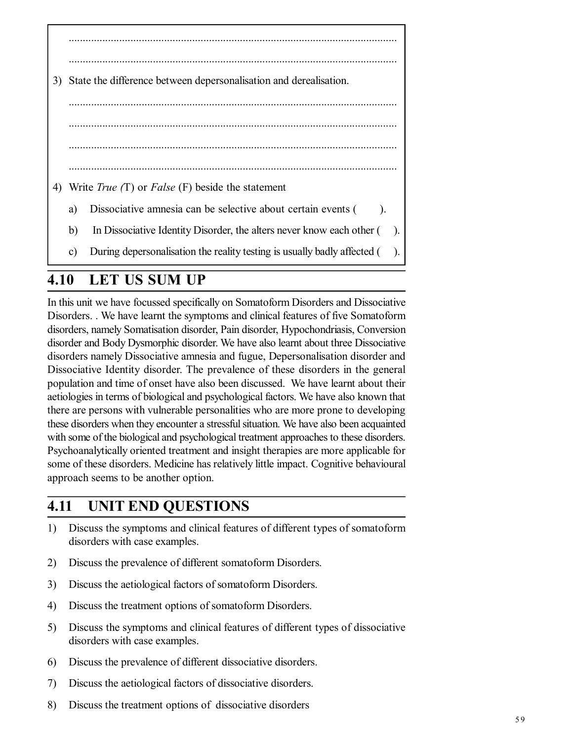.....................................................................................................................

.....................................................................................................................

3) State the difference between depersonalisation and derealisation.

.....................................................................................................................

.....................................................................................................................

.....................................................................................................................

.....................................................................................................................

4) Write *True (*T) or *False* (F) beside the statement

   a) Dissociative amnesia can be selective about certain events (    ).

   b) In Dissociative Identity Disorder, the alters never know each other (    ).

   c) During depersonalisation the reality testing is usually badly affected (    ).

## 4.10 LET US SUM UP

In this unit we have focussed specifically on Somatoform Disorders and Dissociative Disorders. . We have learnt the symptoms and clinical features of five Somatoform disorders, namely Somatisation disorder, Pain disorder, Hypochondriasis, Conversion disorder and Body Dysmorphic disorder. We have also learnt about three Dissociative disorders namely Dissociative amnesia and fugue, Depersonalisation disorder and Dissociative Identity disorder. The prevalence of these disorders in the general population and time of onset have also been discussed. We have learnt about their aetiologies in terms of biological and psychological factors. We have also known that there are persons with vulnerable personalities who are more prone to developing these disorders when they encounter a stressful situation. We have also been acquainted with some of the biological and psychological treatment approaches to these disorders. Psychoanalytically oriented treatment and insight therapies are more applicable for some of these disorders. Medicine has relatively little impact. Cognitive behavioural approach seems to be another option.

## 4.11 UNIT END QUESTIONS

1) Discuss the symptoms and clinical features of different types of somatoform disorders with case examples.
2) Discuss the prevalence of different somatoform Disorders.
3) Discuss the aetiological factors of somatoform Disorders.
4) Discuss the treatment options of somatoform Disorders.
5) Discuss the symptoms and clinical features of different types of dissociative disorders with case examples.
6) Discuss the prevalence of different dissociative disorders.
7) Discuss the aetiological factors of dissociative disorders.
8) Discuss the treatment options of dissociative disorders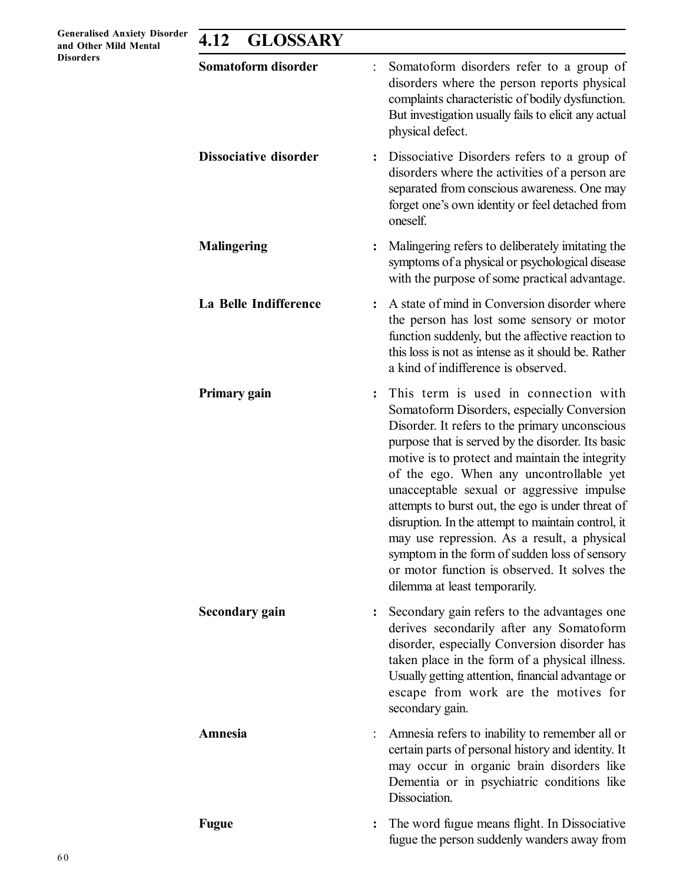## 4.12 GLOSSARY

**Somatoform disorder** : Somatoform disorders refer to a group of disorders where the person reports physical complaints characteristic of bodily dysfunction. But investigation usually fails to elicit any actual physical defect.

**Dissociative disorder** : Dissociative Disorders refers to a group of disorders where the activities of a person are separated from conscious awareness. One may forget one's own identity or feel detached from oneself.

**Malingering** : Malingering refers to deliberately imitating the symptoms of a physical or psychological disease with the purpose of some practical advantage.

**La Belle Indifference** : A state of mind in Conversion disorder where the person has lost some sensory or motor function suddenly, but the affective reaction to this loss is not as intense as it should be. Rather a kind of indifference is observed.

**Primary gain** : This term is used in connection with Somatoform Disorders, especially Conversion Disorder. It refers to the primary unconscious purpose that is served by the disorder. Its basic motive is to protect and maintain the integrity of the ego. When any uncontrollable yet unacceptable sexual or aggressive impulse attempts to burst out, the ego is under threat of disruption. In the attempt to maintain control, it may use repression. As a result, a physical symptom in the form of sudden loss of sensory or motor function is observed. It solves the dilemma at least temporarily.

**Secondary gain** : Secondary gain refers to the advantages one derives secondarily after any Somatoform disorder, especially Conversion disorder has taken place in the form of a physical illness. Usually getting attention, financial advantage or escape from work are the motives for secondary gain.

**Amnesia** : Amnesia refers to inability to remember all or certain parts of personal history and identity. It may occur in organic brain disorders like Dementia or in psychiatric conditions like Dissociation.

**Fugue** : The word fugue means flight. In Dissociative fugue the person suddenly wanders away from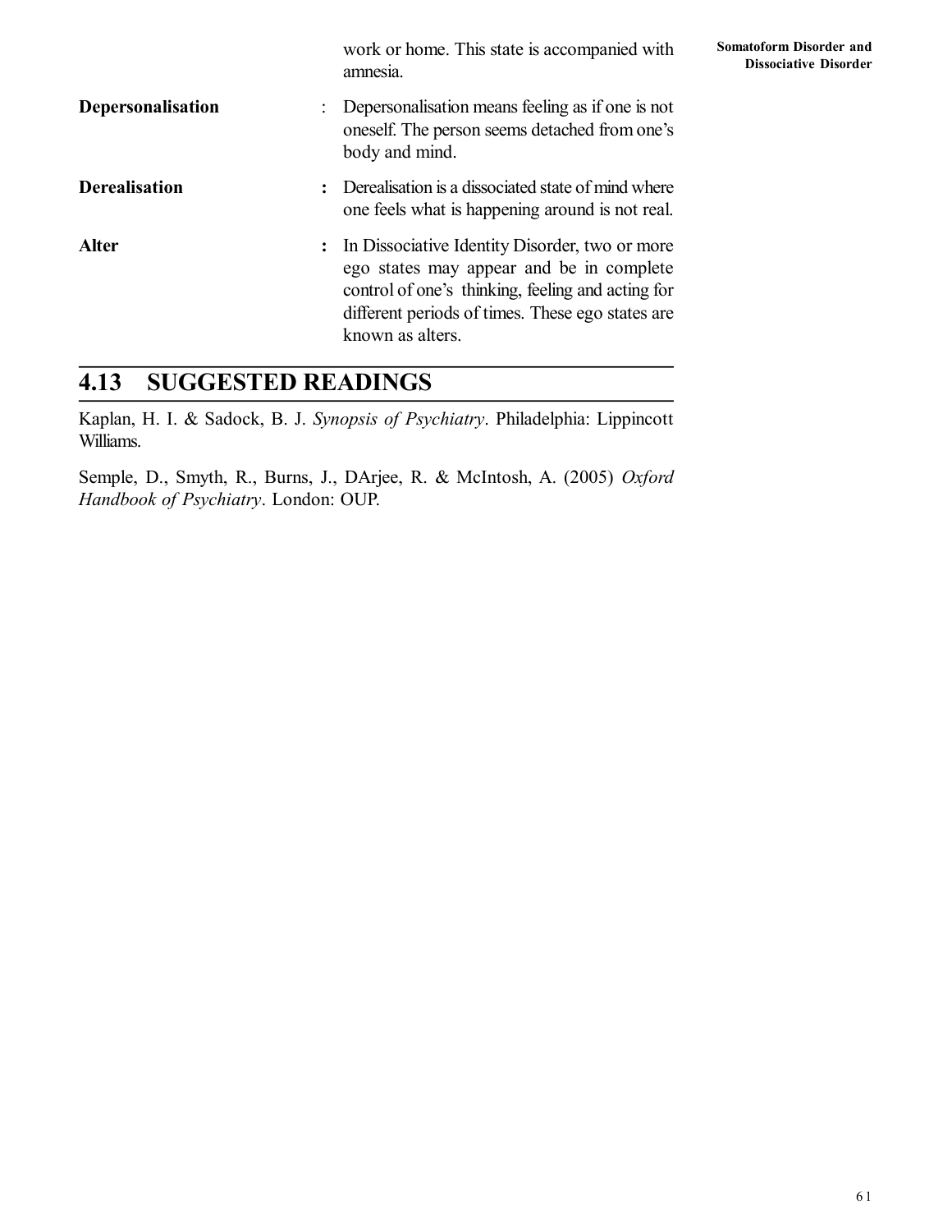work or home. This state is accompanied with amnesia.

| | | |
|---|---|---|
| **Depersonalisation** | : | Depersonalisation means feeling as if one is not oneself. The person seems detached from one's body and mind. |
| **Derealisation** | : | Derealisation is a dissociated state of mind where one feels what is happening around is not real. |
| **Alter** | : | In Dissociative Identity Disorder, two or more ego states may appear and be in complete control of one's thinking, feeling and acting for different periods of times. These ego states are known as alters. |

## 4.13 SUGGESTED READINGS

Kaplan, H. I. & Sadock, B. J. *Synopsis of Psychiatry*. Philadelphia: Lippincott Williams.

Semple, D., Smyth, R., Burns, J., DArjee, R. & McIntosh, A. (2005) *Oxford Handbook of Psychiatry*. London: OUP.